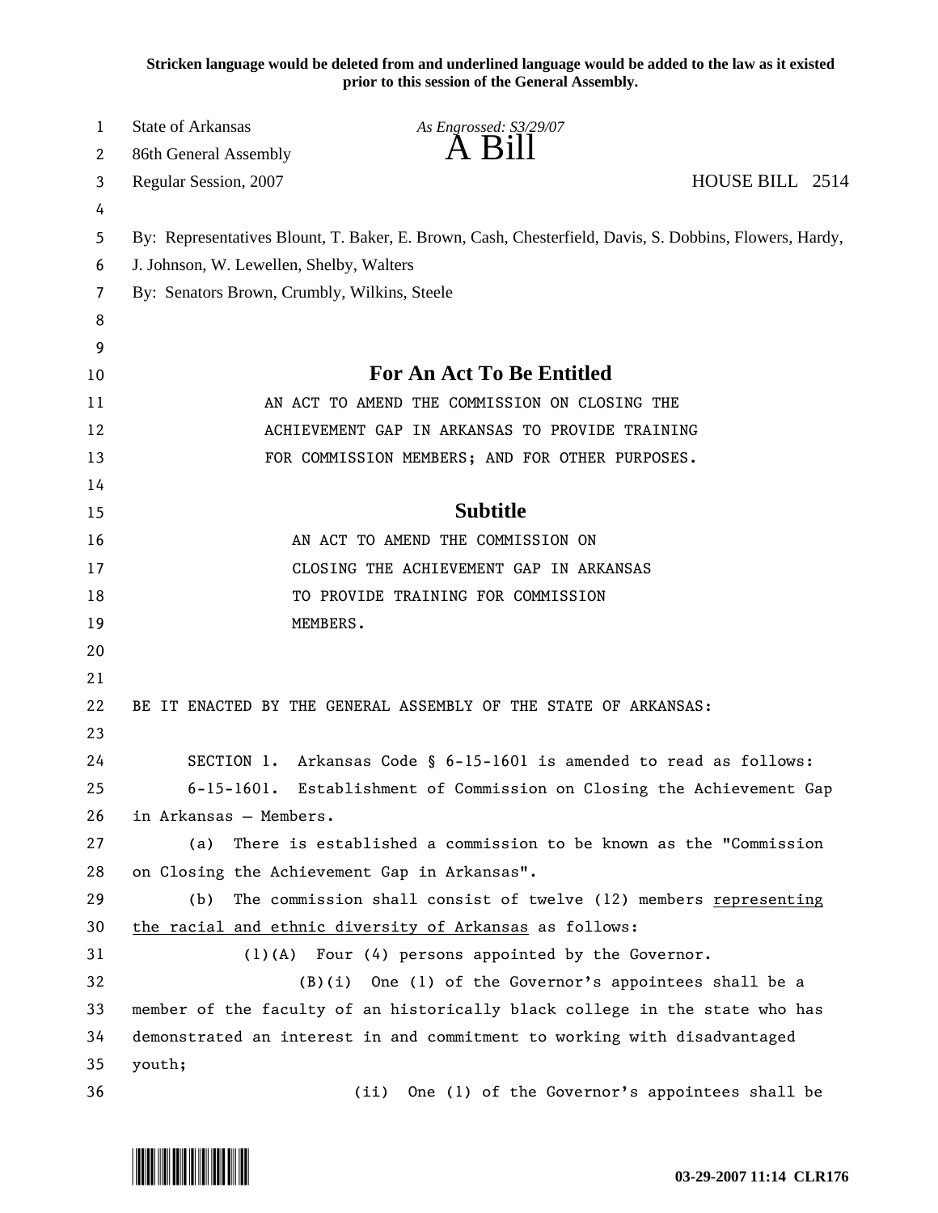**Stricken language would be deleted from and underlined language would be added to the law as it existed prior to this session of the General Assembly.**

State of Arkansas *As Engrossed: S3/29/07*
86th General Assembly **A Bill**
Regular Session, 2007 HOUSE BILL 2514

By: Representatives Blount, T. Baker, E. Brown, Cash, Chesterfield, Davis, S. Dobbins, Flowers, Hardy, J. Johnson, W. Lewellen, Shelby, Walters
By: Senators Brown, Crumbly, Wilkins, Steele

## For An Act To Be Entitled

AN ACT TO AMEND THE COMMISSION ON CLOSING THE ACHIEVEMENT GAP IN ARKANSAS TO PROVIDE TRAINING FOR COMMISSION MEMBERS; AND FOR OTHER PURPOSES.

## Subtitle

AN ACT TO AMEND THE COMMISSION ON CLOSING THE ACHIEVEMENT GAP IN ARKANSAS TO PROVIDE TRAINING FOR COMMISSION MEMBERS.

BE IT ENACTED BY THE GENERAL ASSEMBLY OF THE STATE OF ARKANSAS:

SECTION 1. Arkansas Code § 6-15-1601 is amended to read as follows:

6-15-1601. Establishment of Commission on Closing the Achievement Gap in Arkansas — Members.

(a) There is established a commission to be known as the "Commission on Closing the Achievement Gap in Arkansas".

(b) The commission shall consist of twelve (12) members <u>representing the racial and ethnic diversity of Arkansas</u> as follows:

(1)(A) Four (4) persons appointed by the Governor.

(B)(i) One (1) of the Governor's appointees shall be a member of the faculty of an historically black college in the state who has demonstrated an interest in and commitment to working with disadvantaged youth;

(ii) One (1) of the Governor's appointees shall be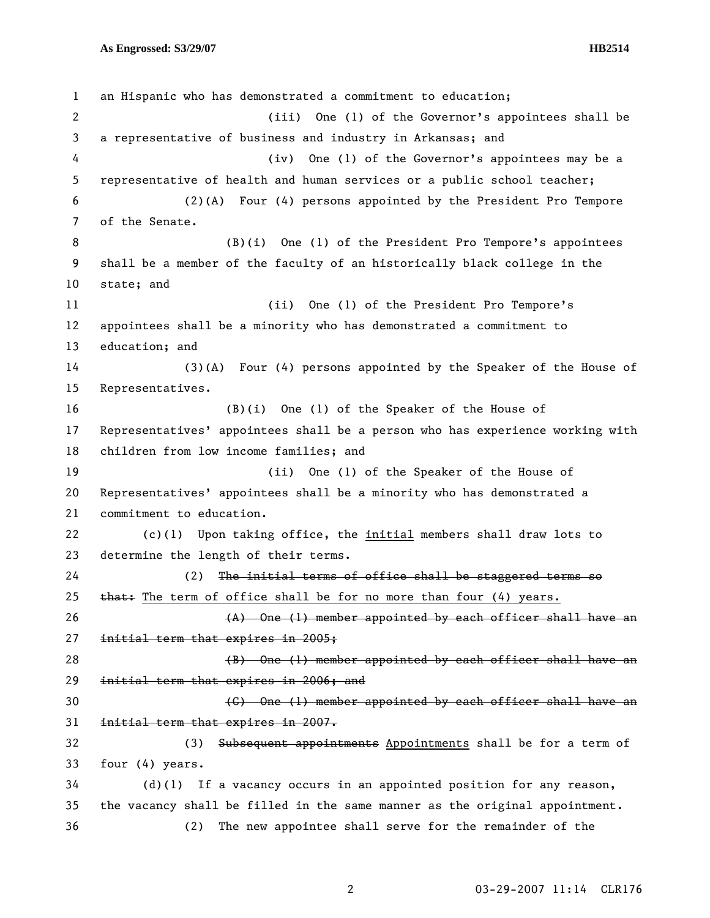an Hispanic who has demonstrated a commitment to education;

(iii) One (1) of the Governor's appointees shall be a representative of business and industry in Arkansas; and

(iv) One (1) of the Governor's appointees may be a representative of health and human services or a public school teacher;

(2)(A) Four (4) persons appointed by the President Pro Tempore of the Senate.

(B)(i) One (1) of the President Pro Tempore's appointees shall be a member of the faculty of an historically black college in the state; and

(ii) One (1) of the President Pro Tempore's appointees shall be a minority who has demonstrated a commitment to education; and

(3)(A) Four (4) persons appointed by the Speaker of the House of Representatives.

(B)(i) One (1) of the Speaker of the House of Representatives' appointees shall be a person who has experience working with children from low income families; and

(ii) One (1) of the Speaker of the House of Representatives' appointees shall be a minority who has demonstrated a commitment to education.

(c)(1) Upon taking office, the <u>initial</u> members shall draw lots to determine the length of their terms.

(2) ~~The initial terms of office shall be staggered terms so that:~~ <u>The term of office shall be for no more than four (4) years.</u>

~~(A) One (1) member appointed by each officer shall have an initial term that expires in 2005;~~

~~(B) One (1) member appointed by each officer shall have an initial term that expires in 2006; and~~

~~(C) One (1) member appointed by each officer shall have an initial term that expires in 2007.~~

(3) ~~Subsequent appointments~~ <u>Appointments</u> shall be for a term of four (4) years.

(d)(1) If a vacancy occurs in an appointed position for any reason, the vacancy shall be filled in the same manner as the original appointment.

(2) The new appointee shall serve for the remainder of the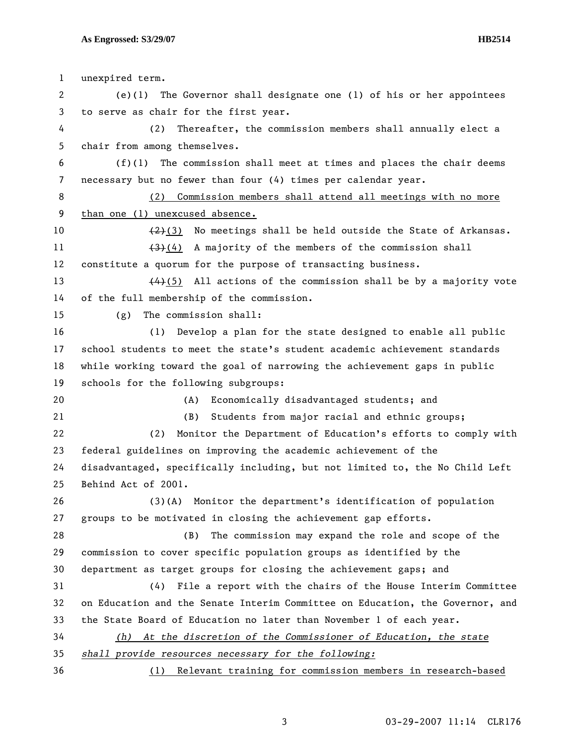unexpired term.

(e)(1) The Governor shall designate one (1) of his or her appointees to serve as chair for the first year.

(2) Thereafter, the commission members shall annually elect a chair from among themselves.

(f)(1) The commission shall meet at times and places the chair deems necessary but no fewer than four (4) times per calendar year.

<u>(2) Commission members shall attend all meetings with no more than one (1) unexcused absence.</u>

~~(2)~~<u>(3)</u> No meetings shall be held outside the State of Arkansas.

~~(3)~~<u>(4)</u> A majority of the members of the commission shall constitute a quorum for the purpose of transacting business.

~~(4)~~<u>(5)</u> All actions of the commission shall be by a majority vote of the full membership of the commission.

(g) The commission shall:

(1) Develop a plan for the state designed to enable all public school students to meet the state's student academic achievement standards while working toward the goal of narrowing the achievement gaps in public schools for the following subgroups:

(A) Economically disadvantaged students; and

(B) Students from major racial and ethnic groups;

(2) Monitor the Department of Education's efforts to comply with federal guidelines on improving the academic achievement of the disadvantaged, specifically including, but not limited to, the No Child Left Behind Act of 2001.

(3)(A) Monitor the department's identification of population groups to be motivated in closing the achievement gap efforts.

(B) The commission may expand the role and scope of the commission to cover specific population groups as identified by the department as target groups for closing the achievement gaps; and

(4) File a report with the chairs of the House Interim Committee on Education and the Senate Interim Committee on Education, the Governor, and the State Board of Education no later than November 1 of each year.

<u>*(h) At the discretion of the Commissioner of Education, the state shall provide resources necessary for the following:*</u>

<u>(1) Relevant training for commission members in research-based</u>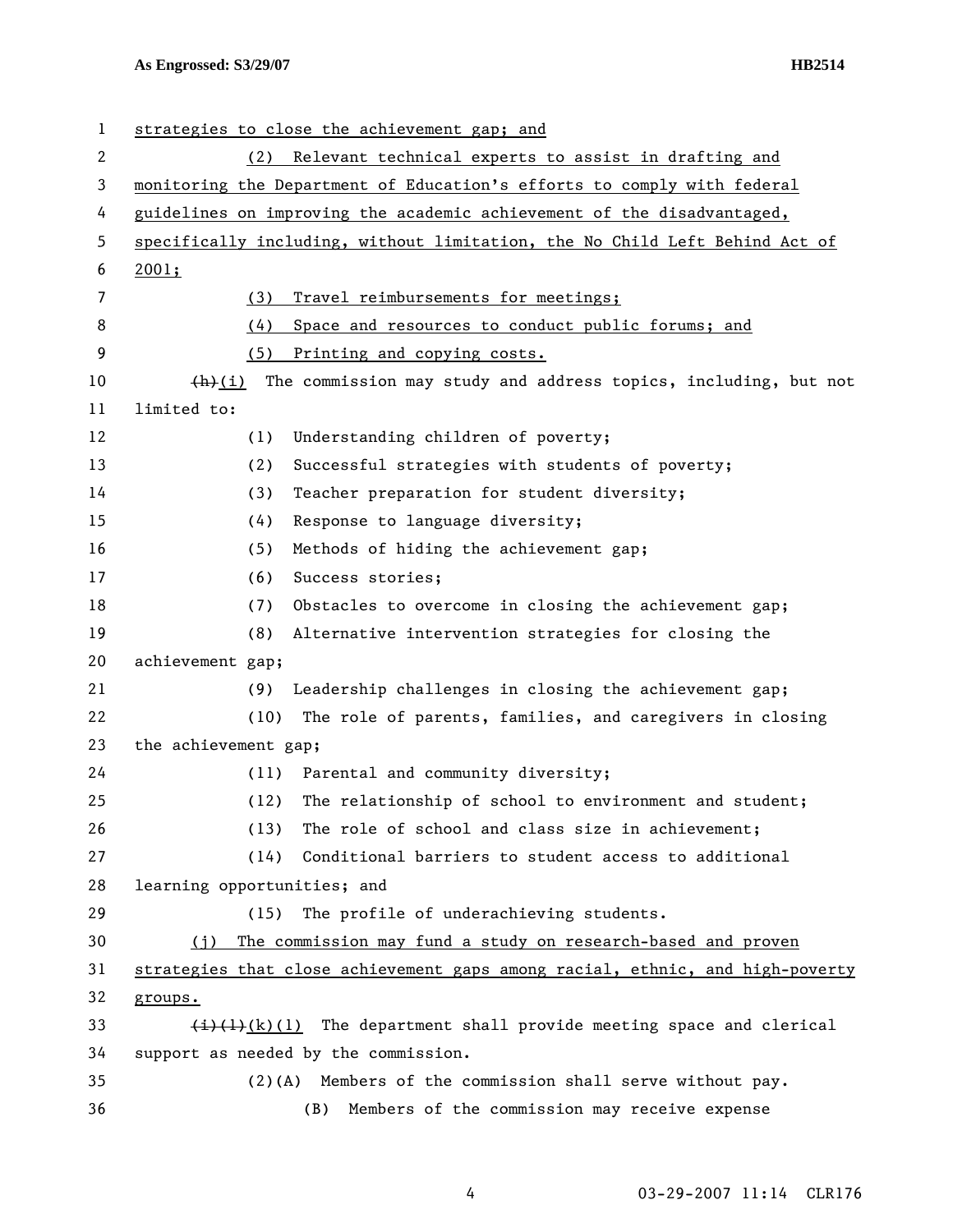strategies to close the achievement gap; and

(2) Relevant technical experts to assist in drafting and monitoring the Department of Education's efforts to comply with federal guidelines on improving the academic achievement of the disadvantaged, specifically including, without limitation, the No Child Left Behind Act of 2001;

(3) Travel reimbursements for meetings;

(4) Space and resources to conduct public forums; and

(5) Printing and copying costs.

~~(h)~~(i) The commission may study and address topics, including, but not limited to:

(1) Understanding children of poverty;

(2) Successful strategies with students of poverty;

(3) Teacher preparation for student diversity;

(4) Response to language diversity;

(5) Methods of hiding the achievement gap;

(6) Success stories;

(7) Obstacles to overcome in closing the achievement gap;

(8) Alternative intervention strategies for closing the achievement gap;

(9) Leadership challenges in closing the achievement gap;

(10) The role of parents, families, and caregivers in closing the achievement gap;

(11) Parental and community diversity;

(12) The relationship of school to environment and student;

(13) The role of school and class size in achievement;

(14) Conditional barriers to student access to additional learning opportunities; and

(15) The profile of underachieving students.

(j) The commission may fund a study on research-based and proven strategies that close achievement gaps among racial, ethnic, and high-poverty groups.

~~(i)(1)~~(k)(1) The department shall provide meeting space and clerical support as needed by the commission.

(2)(A) Members of the commission shall serve without pay.

(B) Members of the commission may receive expense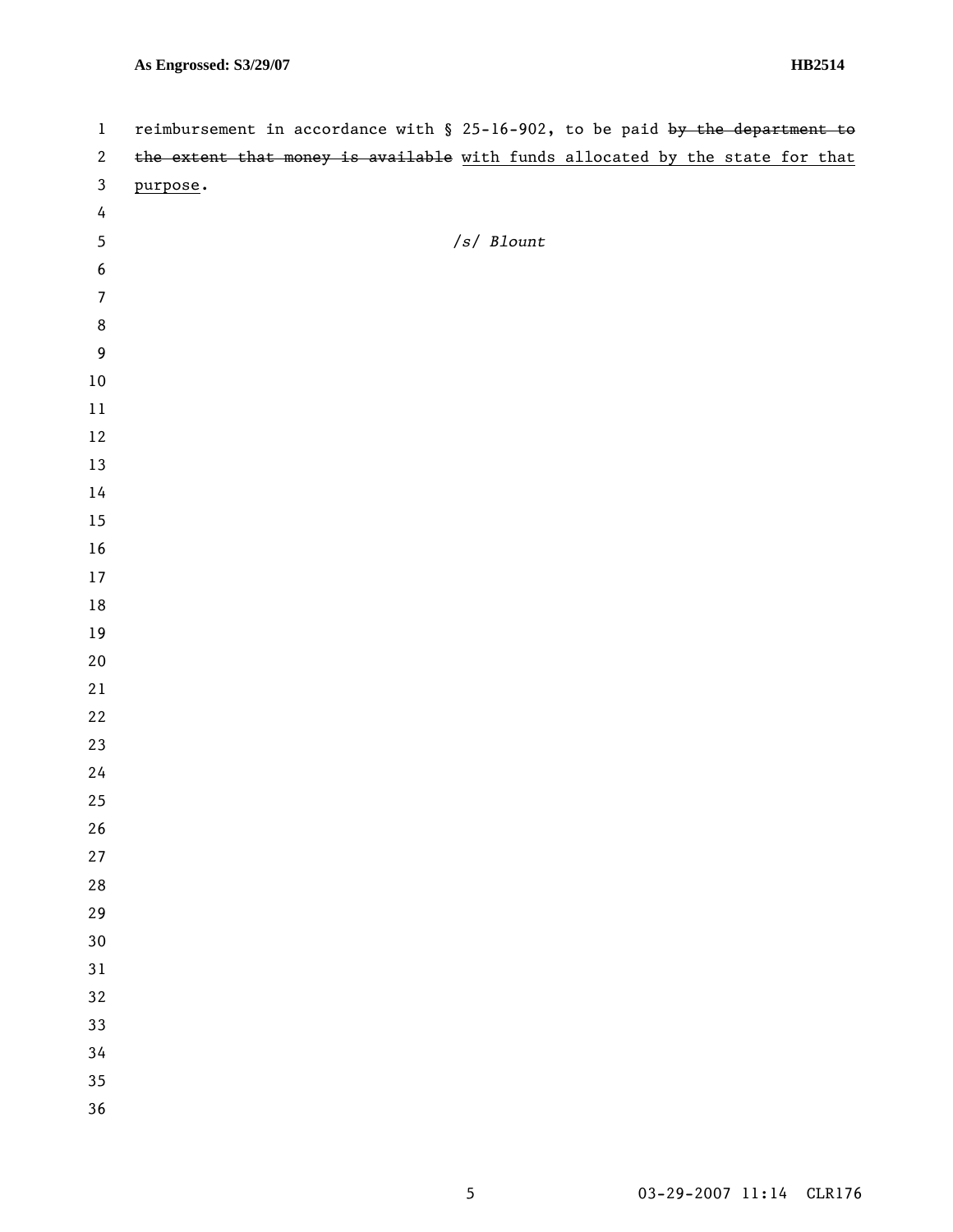reimbursement in accordance with § 25-16-902, to be paid ~~by the department to the extent that money is available~~ with funds allocated by the state for that purpose.

*/s/ Blount*